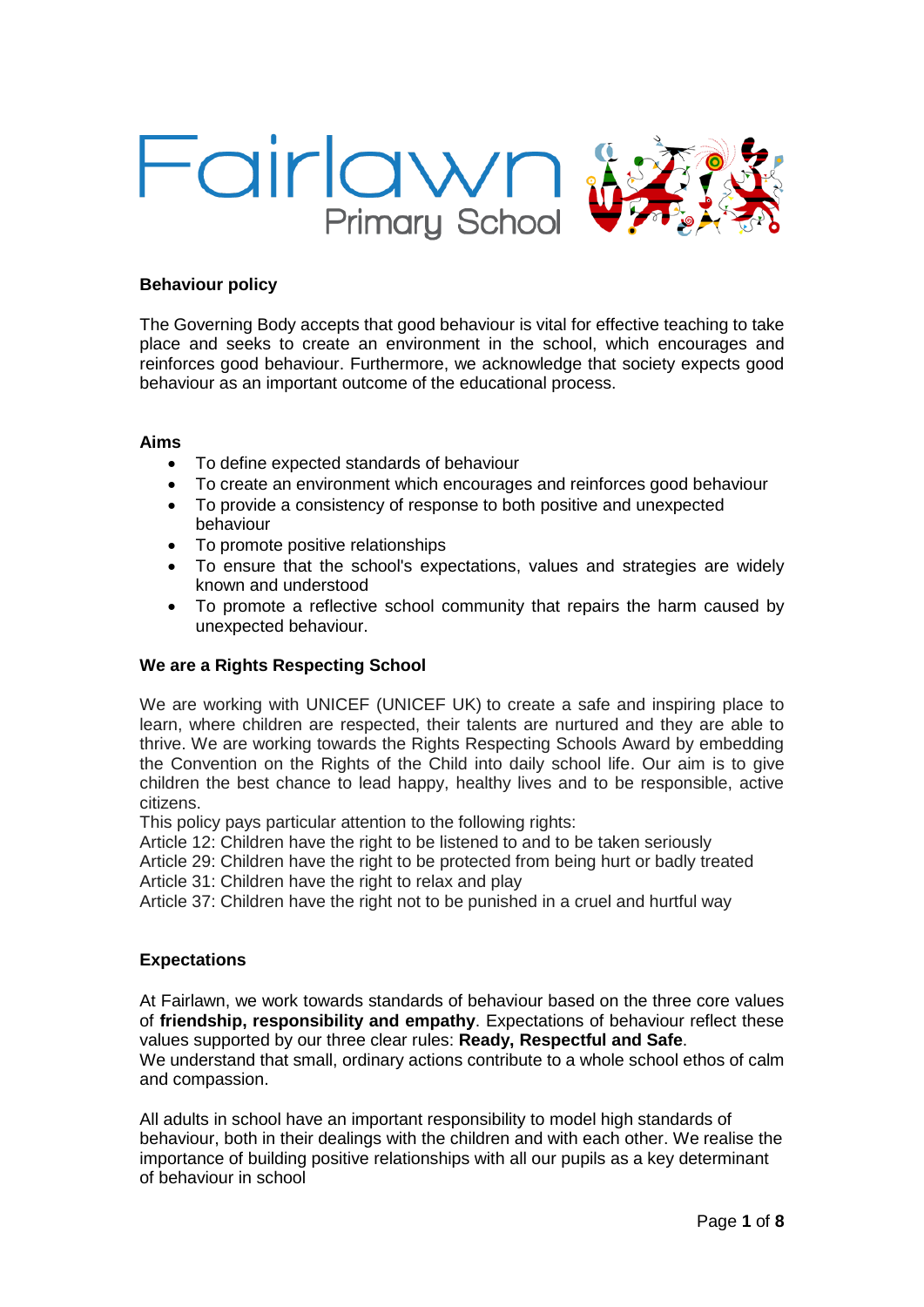# Fairlawn Primary School

## Behaviour policy

The Governing Body accepts that good behaviour is vital for effective teaching to take place and seeks to create an environment in the school, which encourages and reinforces good behaviour. Furthermore, we acknowledge that society expects good behaviour as an important outcome of the educational process.

### Aims

- To define expected standards of behaviour
- To create an environment which encourages and reinforces good behaviour
- To provide a consistency of response to both positive and unexpected behaviour
- To promote positive relationships
- To ensure that the school's expectations, values and strategies are widely known and understood
- To promote a reflective school community that repairs the harm caused by unexpected behaviour.

### We are a Rights Respecting School

We are working with UNICEF (UNICEF UK) to create a safe and inspiring place to learn, where children are respected, their talents are nurtured and they are able to thrive. We are working towards the Rights Respecting Schools Award by embedding the Convention on the Rights of the Child into daily school life. Our aim is to give children the best chance to lead happy, healthy lives and to be responsible, active citizens.

This policy pays particular attention to the following rights:

Article 12: Children have the right to be listened to and to be taken seriously

Article 29: Children have the right to be protected from being hurt or badly treated

Article 31: Children have the right to relax and play

Article 37: Children have the right not to be punished in a cruel and hurtful way

### Expectations

At Fairlawn, we work towards standards of behaviour based on the three core values of **friendship, responsibility and empathy**. Expectations of behaviour reflect these values supported by our three clear rules: **Ready, Respectful and Safe**.

We understand that small, ordinary actions contribute to a whole school ethos of calm and compassion.

All adults in school have an important responsibility to model high standards of behaviour, both in their dealings with the children and with each other. We realise the importance of building positive relationships with all our pupils as a key determinant of behaviour in school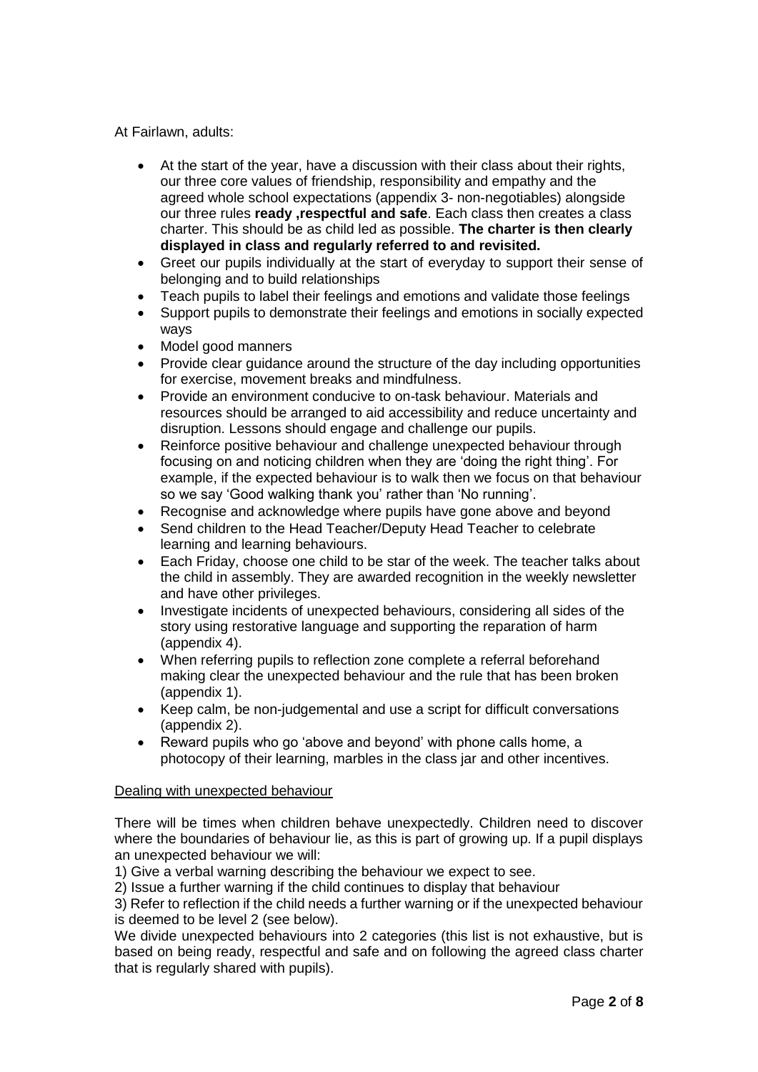At Fairlawn, adults:

- At the start of the year, have a discussion with their class about their rights, our three core values of friendship, responsibility and empathy and the agreed whole school expectations (appendix 3- non-negotiables) alongside our three rules **ready ,respectful and safe**. Each class then creates a class charter. This should be as child led as possible. **The charter is then clearly displayed in class and regularly referred to and revisited.**
- Greet our pupils individually at the start of everyday to support their sense of belonging and to build relationships
- Teach pupils to label their feelings and emotions and validate those feelings
- Support pupils to demonstrate their feelings and emotions in socially expected ways
- Model good manners
- Provide clear guidance around the structure of the day including opportunities for exercise, movement breaks and mindfulness.
- Provide an environment conducive to on-task behaviour. Materials and resources should be arranged to aid accessibility and reduce uncertainty and disruption. Lessons should engage and challenge our pupils.
- Reinforce positive behaviour and challenge unexpected behaviour through focusing on and noticing children when they are 'doing the right thing'. For example, if the expected behaviour is to walk then we focus on that behaviour so we say 'Good walking thank you' rather than 'No running'.
- Recognise and acknowledge where pupils have gone above and beyond
- Send children to the Head Teacher/Deputy Head Teacher to celebrate learning and learning behaviours.
- Each Friday, choose one child to be star of the week. The teacher talks about the child in assembly. They are awarded recognition in the weekly newsletter and have other privileges.
- Investigate incidents of unexpected behaviours, considering all sides of the story using restorative language and supporting the reparation of harm (appendix 4).
- When referring pupils to reflection zone complete a referral beforehand making clear the unexpected behaviour and the rule that has been broken (appendix 1).
- Keep calm, be non-judgemental and use a script for difficult conversations (appendix 2).
- Reward pupils who go 'above and beyond' with phone calls home, a photocopy of their learning, marbles in the class jar and other incentives.

<u>Dealing with unexpected behaviour</u>

There will be times when children behave unexpectedly. Children need to discover where the boundaries of behaviour lie, as this is part of growing up. If a pupil displays an unexpected behaviour we will:

1) Give a verbal warning describing the behaviour we expect to see.
2) Issue a further warning if the child continues to display that behaviour
3) Refer to reflection if the child needs a further warning or if the unexpected behaviour is deemed to be level 2 (see below).

We divide unexpected behaviours into 2 categories (this list is not exhaustive, but is based on being ready, respectful and safe and on following the agreed class charter that is regularly shared with pupils).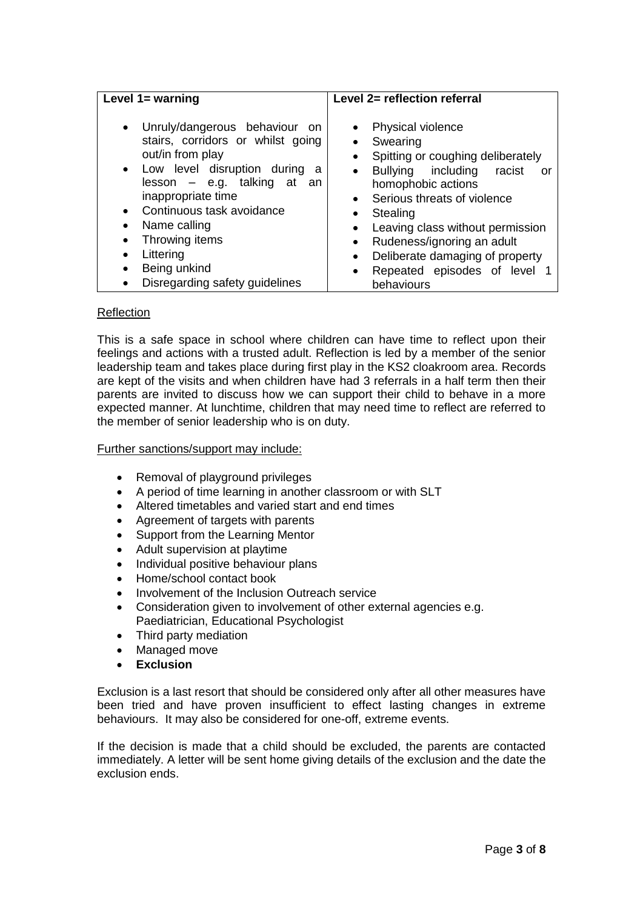| Level 1= warning | Level 2= reflection referral |
| --- | --- |
| <ul><li>Unruly/dangerous behaviour on stairs, corridors or whilst going out/in from play</li><li>Low level disruption during a lesson – e.g. talking at an inappropriate time</li><li>Continuous task avoidance</li><li>Name calling</li><li>Throwing items</li><li>Littering</li><li>Being unkind</li><li>Disregarding safety guidelines</li></ul> | <ul><li>Physical violence</li><li>Swearing</li><li>Spitting or coughing deliberately</li><li>Bullying including racist or homophobic actions</li><li>Serious threats of violence</li><li>Stealing</li><li>Leaving class without permission</li><li>Rudeness/ignoring an adult</li><li>Deliberate damaging of property</li><li>Repeated episodes of level 1 behaviours</li></ul> |

<u>Reflection</u>

This is a safe space in school where children can have time to reflect upon their feelings and actions with a trusted adult. Reflection is led by a member of the senior leadership team and takes place during first play in the KS2 cloakroom area. Records are kept of the visits and when children have had 3 referrals in a half term then their parents are invited to discuss how we can support their child to behave in a more expected manner. At lunchtime, children that may need time to reflect are referred to the member of senior leadership who is on duty.

<u>Further sanctions/support may include:</u>

- Removal of playground privileges
- A period of time learning in another classroom or with SLT
- Altered timetables and varied start and end times
- Agreement of targets with parents
- Support from the Learning Mentor
- Adult supervision at playtime
- Individual positive behaviour plans
- Home/school contact book
- Involvement of the Inclusion Outreach service
- Consideration given to involvement of other external agencies e.g. Paediatrician, Educational Psychologist
- Third party mediation
- Managed move
- **Exclusion**

Exclusion is a last resort that should be considered only after all other measures have been tried and have proven insufficient to effect lasting changes in extreme behaviours. It may also be considered for one-off, extreme events.

If the decision is made that a child should be excluded, the parents are contacted immediately. A letter will be sent home giving details of the exclusion and the date the exclusion ends.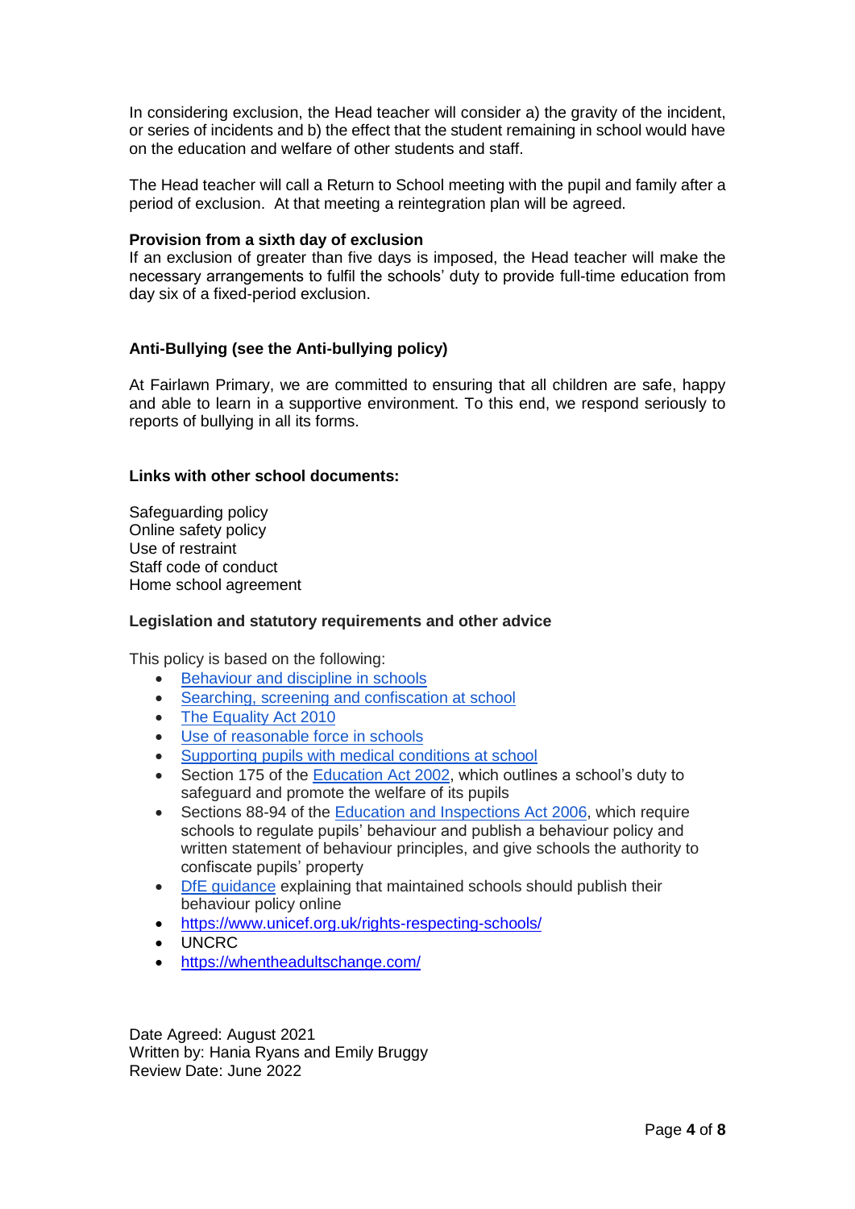In considering exclusion, the Head teacher will consider a) the gravity of the incident, or series of incidents and b) the effect that the student remaining in school would have on the education and welfare of other students and staff.

The Head teacher will call a Return to School meeting with the pupil and family after a period of exclusion. At that meeting a reintegration plan will be agreed.

**Provision from a sixth day of exclusion**

If an exclusion of greater than five days is imposed, the Head teacher will make the necessary arrangements to fulfil the schools' duty to provide full-time education from day six of a fixed-period exclusion.

**Anti-Bullying (see the Anti-bullying policy)**

At Fairlawn Primary, we are committed to ensuring that all children are safe, happy and able to learn in a supportive environment. To this end, we respond seriously to reports of bullying in all its forms.

**Links with other school documents:**

Safeguarding policy
Online safety policy
Use of restraint
Staff code of conduct
Home school agreement

**Legislation and statutory requirements and other advice**

This policy is based on the following:

- Behaviour and discipline in schools
- Searching, screening and confiscation at school
- The Equality Act 2010
- Use of reasonable force in schools
- Supporting pupils with medical conditions at school
- Section 175 of the Education Act 2002, which outlines a school's duty to safeguard and promote the welfare of its pupils
- Sections 88-94 of the Education and Inspections Act 2006, which require schools to regulate pupils' behaviour and publish a behaviour policy and written statement of behaviour principles, and give schools the authority to confiscate pupils' property
- DfE guidance explaining that maintained schools should publish their behaviour policy online
- https://www.unicef.org.uk/rights-respecting-schools/
- UNCRC
- https://whentheadultschange.com/

Date Agreed: August 2021
Written by: Hania Ryans and Emily Bruggy
Review Date: June 2022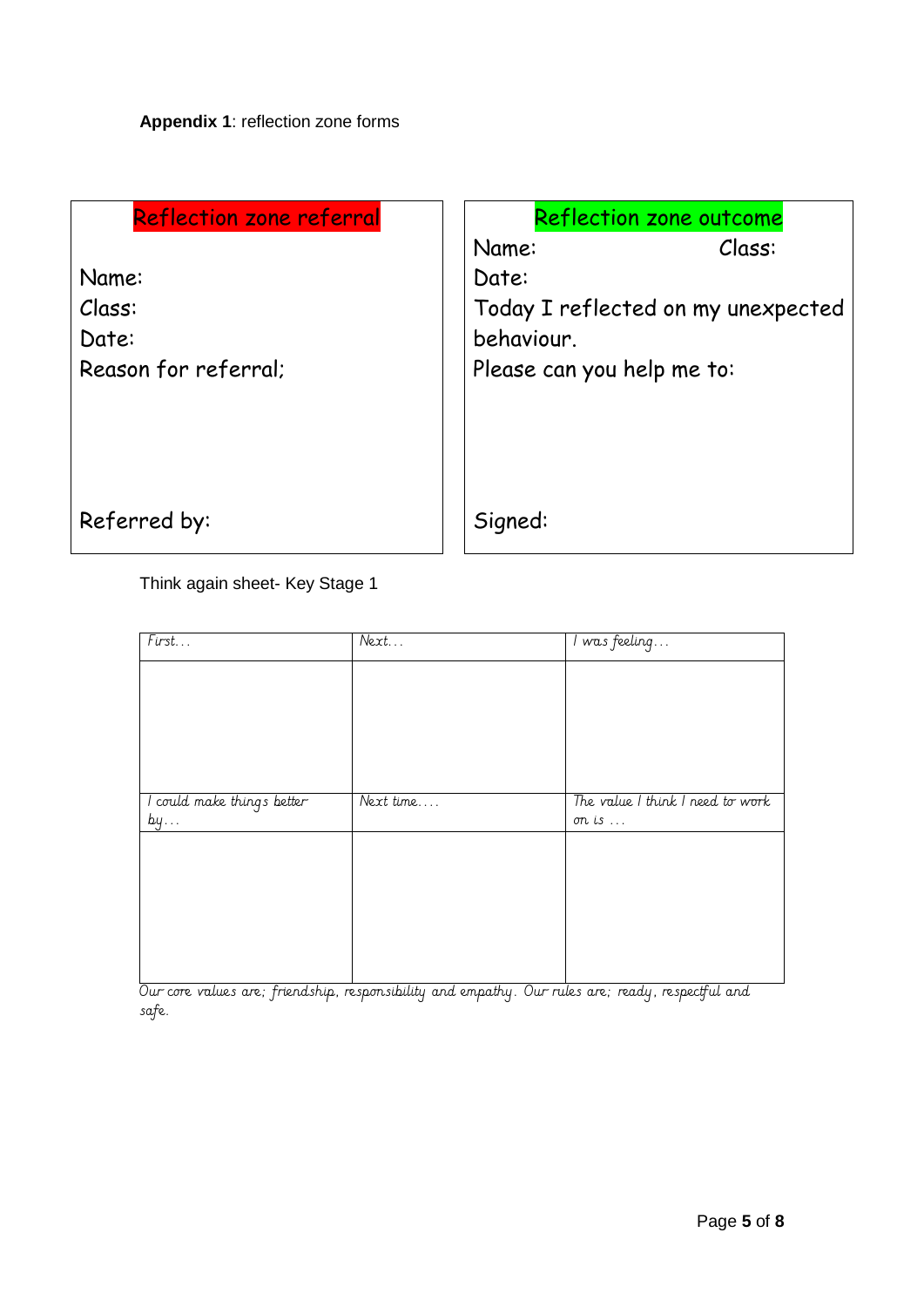**Appendix 1**: reflection zone forms

| Reflection zone referral | Reflection zone outcome |
| --- | --- |
| Name:<br>Class:<br>Date:<br>Reason for referral;<br><br><br><br>Referred by: | Name: Class:<br>Date:<br>Today I reflected on my unexpected behaviour.<br>Please can you help me to:<br><br><br><br>Signed: |

Think again sheet- Key Stage 1

| First… | Next… | I was feeling… |
| --- | --- | --- |
| | | |
| I could make things better by… | Next time…. | The value I think I need to work on is … |
| | | |

*Our core values are; friendship, responsibility and empathy. Our rules are; ready, respectful and safe.*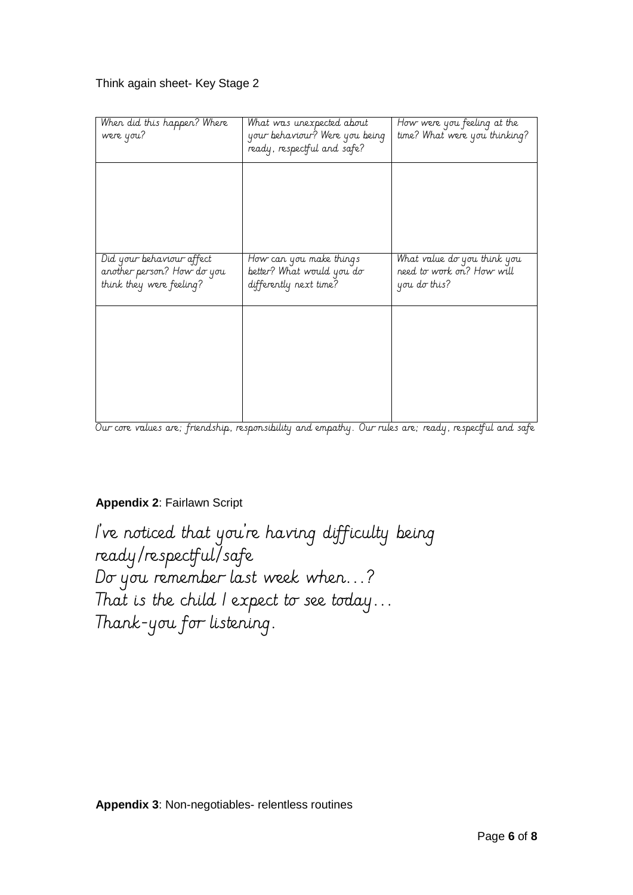Think again sheet- Key Stage 2

| When did this happen? Where were you? | What was unexpected about your behaviour? Were you being ready, respectful and safe? | How were you feeling at the time? What were you thinking? |
| --- | --- | --- |
| | | |
| Did your behaviour affect another person? How do you think they were feeling? | How can you make things better? What would you do differently next time? | What value do you think you need to work on? How will you do this? |
| | | |

Our core values are; friendship, responsibility and empathy. Our rules are; ready, respectful and safe

**Appendix 2**: Fairlawn Script

I've noticed that you're having difficulty being ready/respectful/safe
Do you remember last week when…?
That is the child I expect to see today…
Thank-you for listening.

**Appendix 3**: Non-negotiables- relentless routines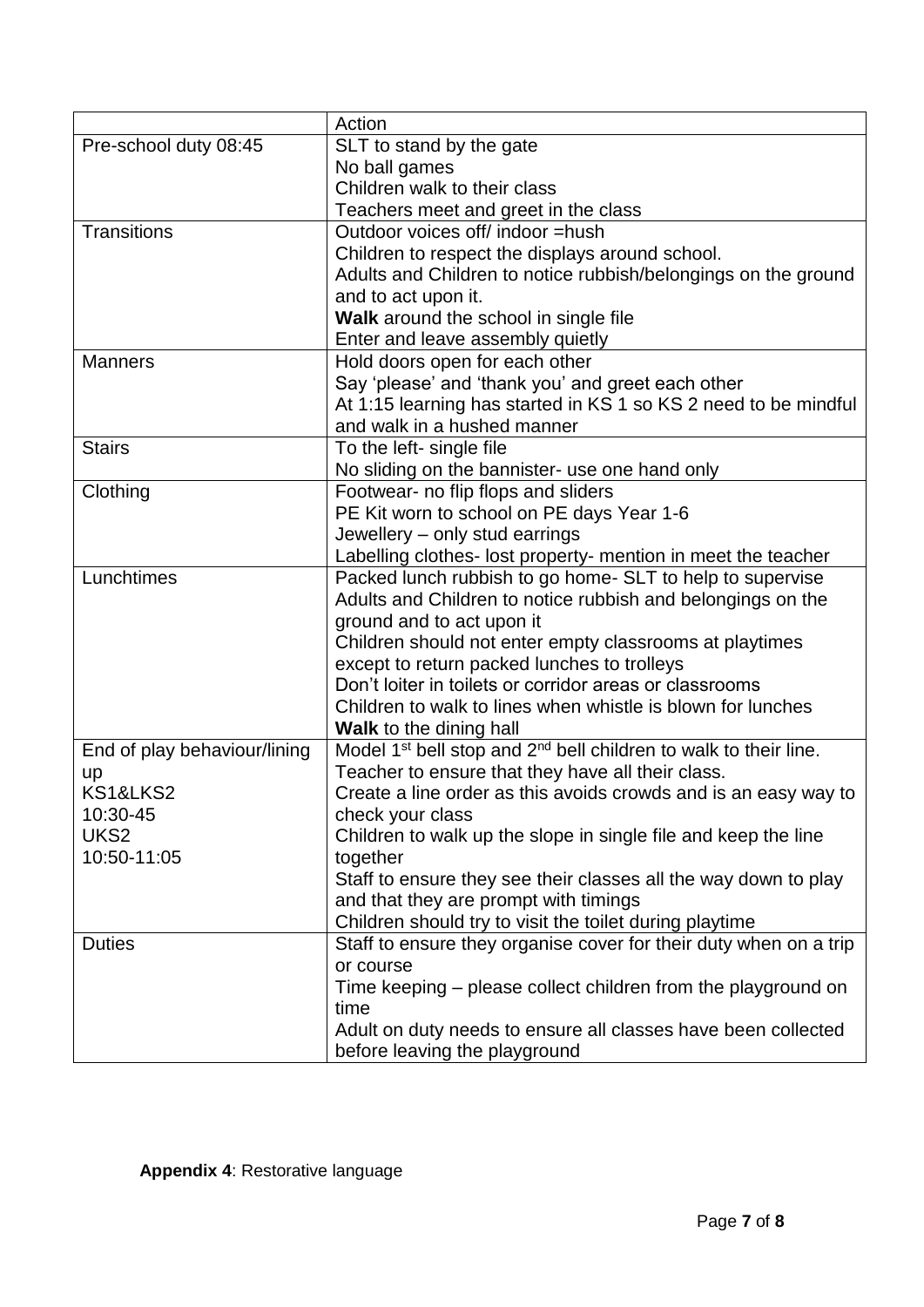| | Action |
|---|---|
| Pre-school duty 08:45 | SLT to stand by the gate<br>No ball games<br>Children walk to their class<br>Teachers meet and greet in the class |
| Transitions | Outdoor voices off/ indoor =hush<br>Children to respect the displays around school.<br>Adults and Children to notice rubbish/belongings on the ground and to act upon it.<br>**Walk** around the school in single file<br>Enter and leave assembly quietly |
| Manners | Hold doors open for each other<br>Say 'please' and 'thank you' and greet each other<br>At 1:15 learning has started in KS 1 so KS 2 need to be mindful and walk in a hushed manner |
| Stairs | To the left- single file<br>No sliding on the bannister- use one hand only |
| Clothing | Footwear- no flip flops and sliders<br>PE Kit worn to school on PE days Year 1-6<br>Jewellery – only stud earrings<br>Labelling clothes- lost property- mention in meet the teacher |
| Lunchtimes | Packed lunch rubbish to go home- SLT to help to supervise<br>Adults and Children to notice rubbish and belongings on the ground and to act upon it<br>Children should not enter empty classrooms at playtimes except to return packed lunches to trolleys<br>Don't loiter in toilets or corridor areas or classrooms<br>Children to walk to lines when whistle is blown for lunches<br>**Walk** to the dining hall |
| End of play behaviour/lining up<br>KS1&LKS2<br>10:30-45<br>UKS2<br>10:50-11:05 | Model 1st bell stop and 2nd bell children to walk to their line.<br>Teacher to ensure that they have all their class.<br>Create a line order as this avoids crowds and is an easy way to check your class<br>Children to walk up the slope in single file and keep the line together<br>Staff to ensure they see their classes all the way down to play and that they are prompt with timings<br>Children should try to visit the toilet during playtime |
| Duties | Staff to ensure they organise cover for their duty when on a trip or course<br>Time keeping – please collect children from the playground on time<br>Adult on duty needs to ensure all classes have been collected before leaving the playground |

**Appendix 4**: Restorative language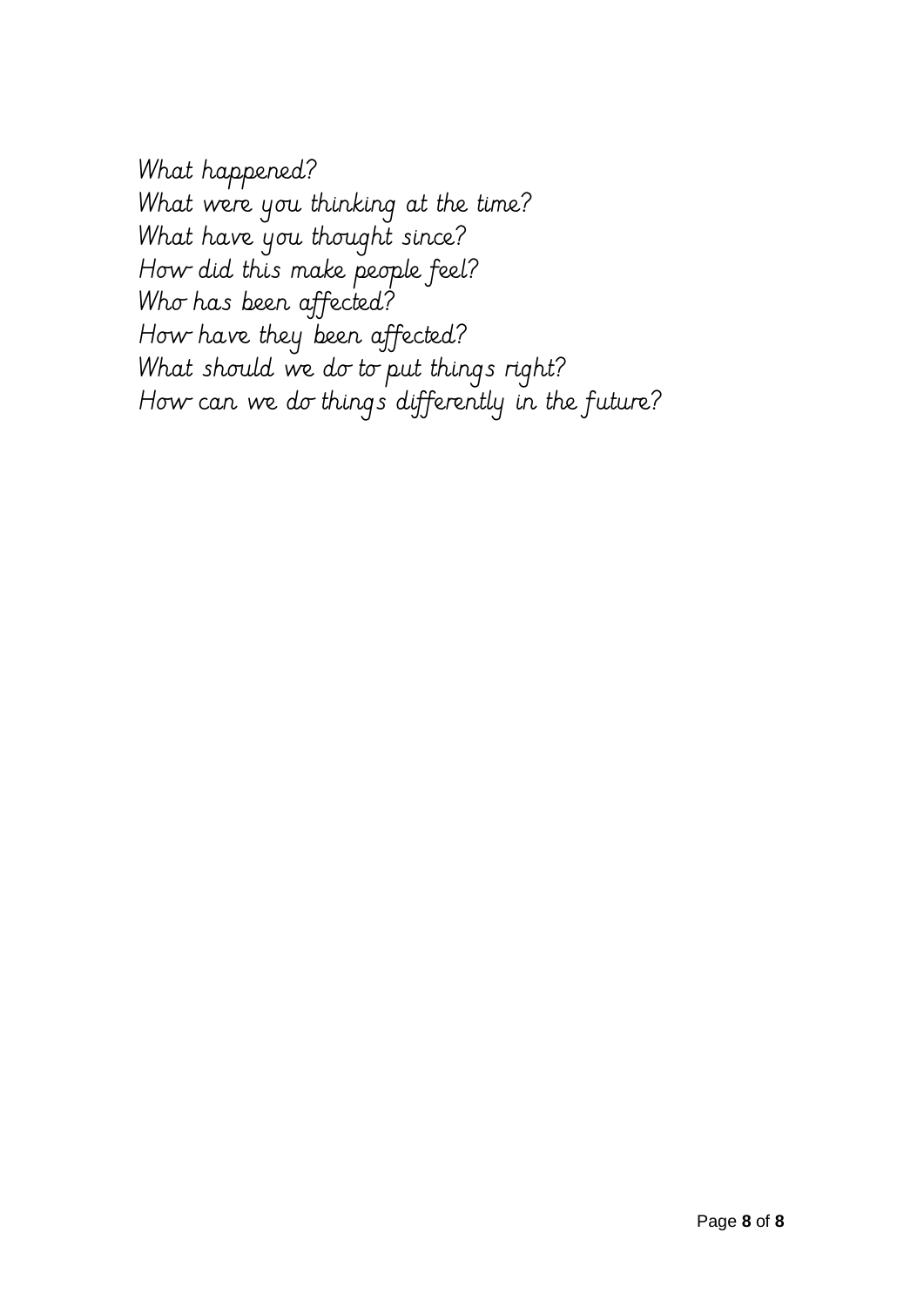What happened?
What were you thinking at the time?
What have you thought since?
How did this make people feel?
Who has been affected?
How have they been affected?
What should we do to put things right?
How can we do things differently in the future?